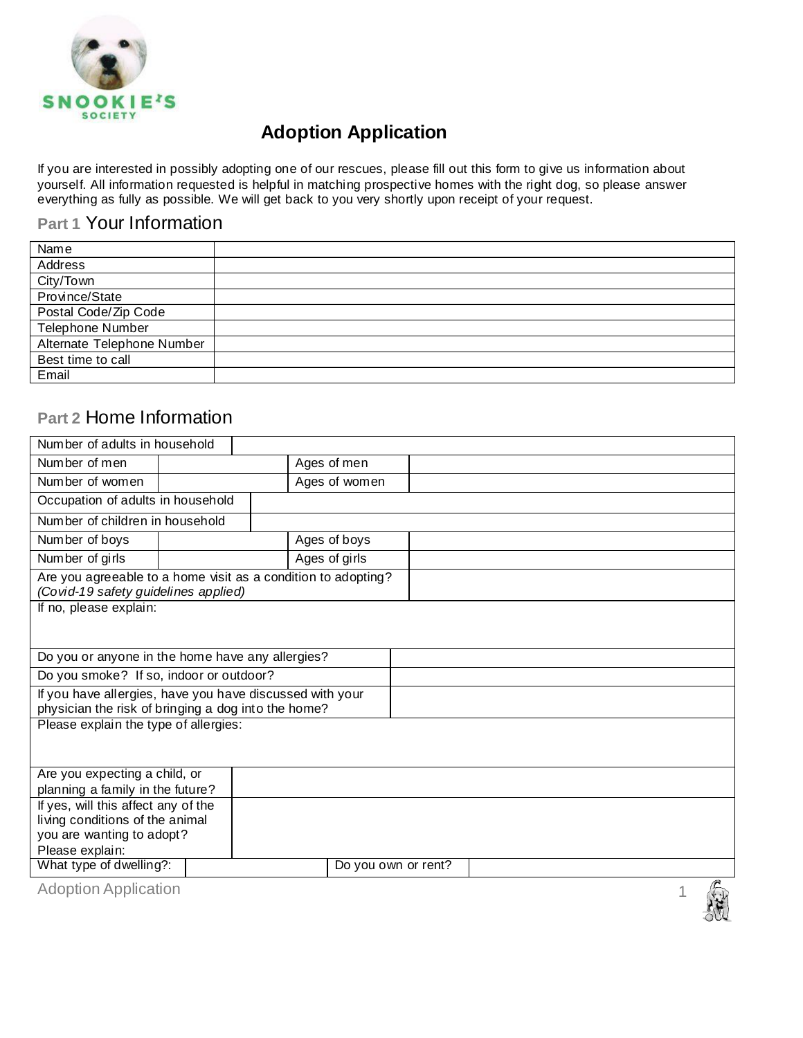# Adoption Application

If you are interested in possibly adopting one of our rescues, please fill out this form to give us information about yourself. All information requested is helpful in matching prospective homes with the right dog, so please answer everything as fully as possible. We will get back to you very shortly upon receipt of your request.

## Part 1 Your Information

| Name | |
|---|---|
| Address | |
| City/Town | |
| Province/State | |
| Postal Code/Zip Code | |
| Telephone Number | |
| Alternate Telephone Number | |
| Best time to call | |
| Email | |

## Part 2 Home Information

| Number of adults in household | | | |
|---|---|---|---|
| Number of men | | Ages of men | |
| Number of women | | Ages of women | |
| Occupation of adults in household | | | |
| Number of children in household | | | |
| Number of boys | | Ages of boys | |
| Number of girls | | Ages of girls | |
| Are you agreeable to a home visit as a condition to adopting? *(Covid-19 safety guidelines applied)* | | | |
| If no, please explain: | | | |
| Do you or anyone in the home have any allergies? | | | |
| Do you smoke? If so, indoor or outdoor? | | | |
| If you have allergies, have you have discussed with your physician the risk of bringing a dog into the home? | | | |
| Please explain the type of allergies: | | | |
| Are you expecting a child, or planning a family in the future? | | | |
| If yes, will this affect any of the living conditions of the animal you are wanting to adopt? Please explain: | | | |
| What type of dwelling?: | | Do you own or rent? | |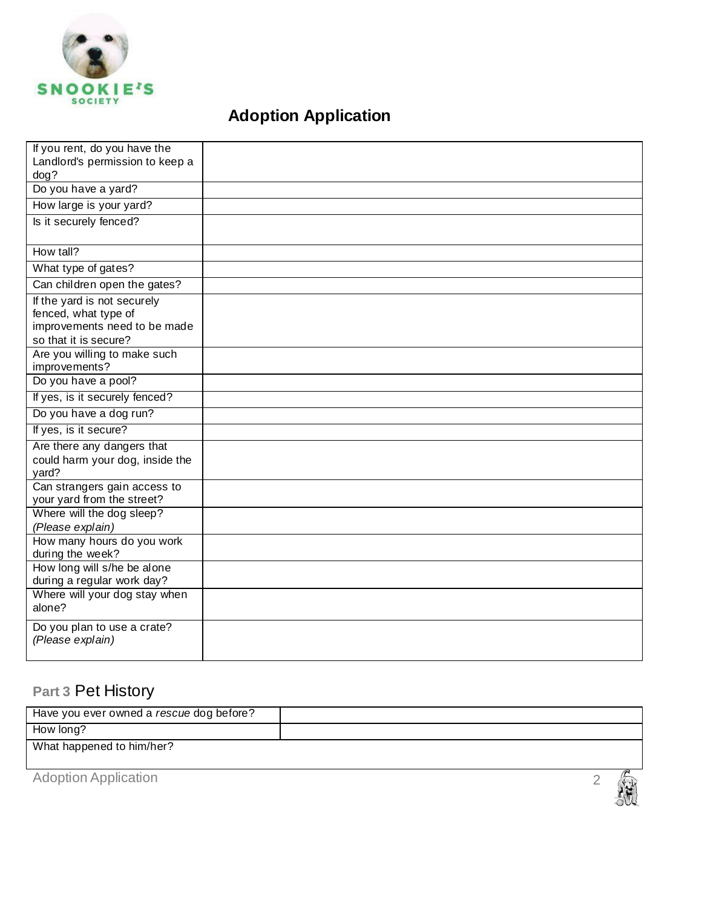# Adoption Application

| | |
|---|---|
| If you rent, do you have the Landlord's permission to keep a dog? | |
| Do you have a yard? | |
| How large is your yard? | |
| Is it securely fenced? | |
| How tall? | |
| What type of gates? | |
| Can children open the gates? | |
| If the yard is not securely fenced, what type of improvements need to be made so that it is secure? | |
| Are you willing to make such improvements? | |
| Do you have a pool? | |
| If yes, is it securely fenced? | |
| Do you have a dog run? | |
| If yes, is it secure? | |
| Are there any dangers that could harm your dog, inside the yard? | |
| Can strangers gain access to your yard from the street? | |
| Where will the dog sleep? *(Please explain)* | |
| How many hours do you work during the week? | |
| How long will s/he be alone during a regular work day? | |
| Where will your dog stay when alone? | |
| Do you plan to use a crate? *(Please explain)* | |

## Part 3 Pet History

| | |
|---|---|
| Have you ever owned a *rescue* dog before? | |
| How long? | |
| What happened to him/her? | |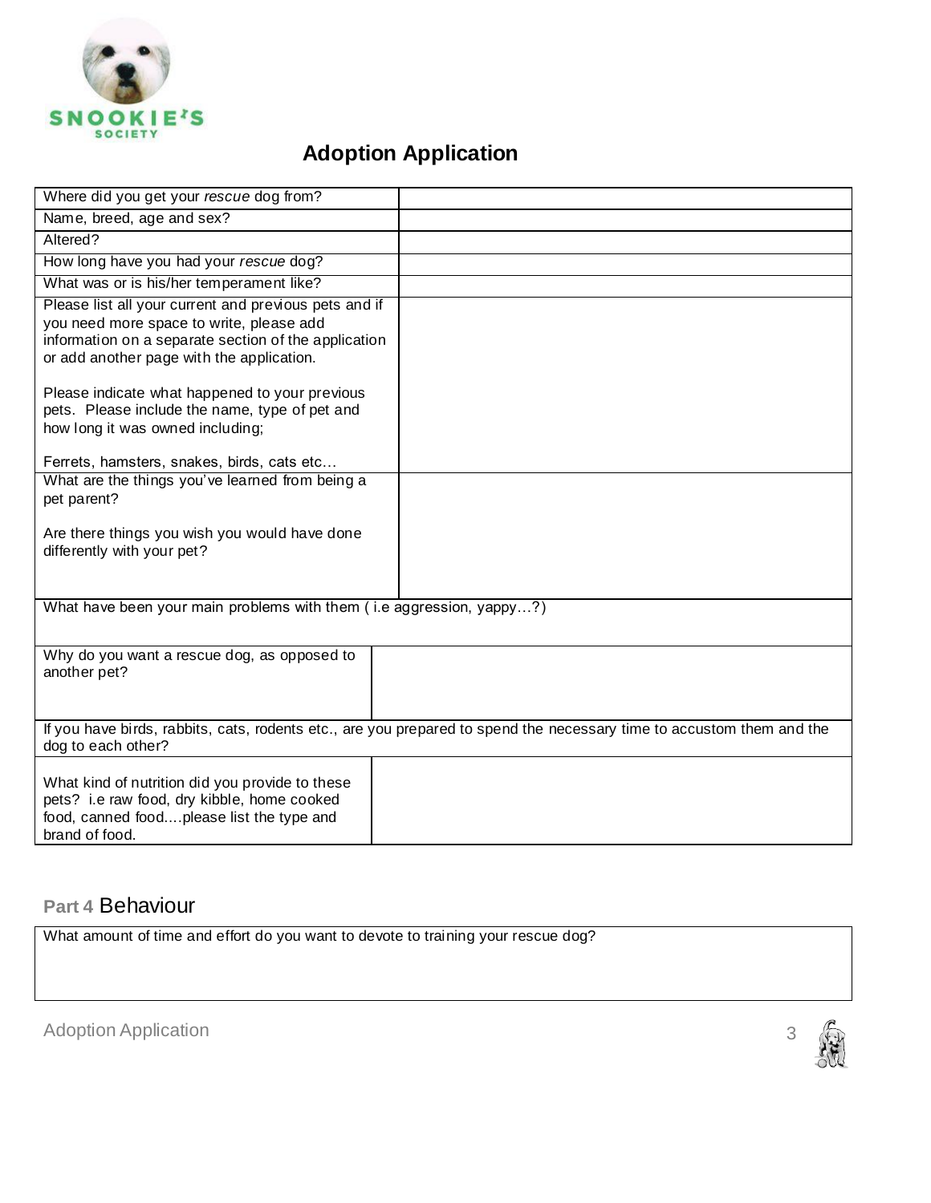## Adoption Application

| Where did you get your *rescue* dog from? | |
|---|---|
| Name, breed, age and sex? | |
| Altered? | |
| How long have you had your *rescue* dog? | |
| What was or is his/her temperament like? | |
| Please list all your current and previous pets and if you need more space to write, please add information on a separate section of the application or add another page with the application.<br><br>Please indicate what happened to your previous pets. Please include the name, type of pet and how long it was owned including;<br><br>Ferrets, hamsters, snakes, birds, cats etc… | |
| What are the things you've learned from being a pet parent?<br><br>Are there things you wish you would have done differently with your pet? | |
| What have been your main problems with them ( i.e aggression, yappy…?) | |
| Why do you want a rescue dog, as opposed to another pet? | |
| If you have birds, rabbits, cats, rodents etc., are you prepared to spend the necessary time to accustom them and the dog to each other? | |
| What kind of nutrition did you provide to these pets? i.e raw food, dry kibble, home cooked food, canned food….please list the type and brand of food. | |

## Part 4 Behaviour

| What amount of time and effort do you want to devote to training your rescue dog? |
|---|
| |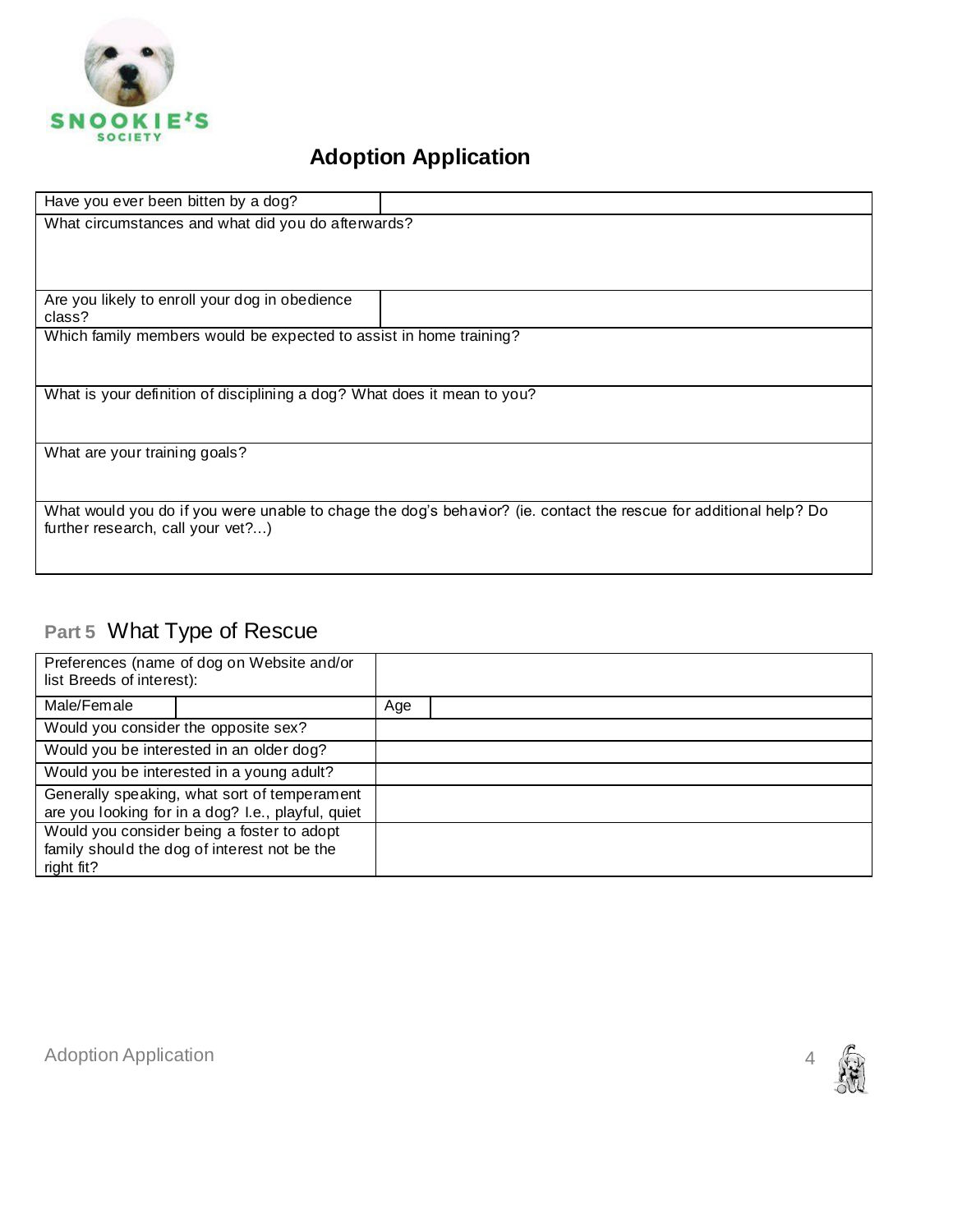## Adoption Application

| Have you ever been bitten by a dog? | |
|---|---|
| What circumstances and what did you do afterwards? | |
| Are you likely to enroll your dog in obedience class? | |
| Which family members would be expected to assist in home training? | |
| What is your definition of disciplining a dog? What does it mean to you? | |
| What are your training goals? | |
| What would you do if you were unable to chage the dog's behavior? (ie. contact the rescue for additional help? Do further research, call your vet?...) | |

### Part 5 What Type of Rescue

| Preferences (name of dog on Website and/or list Breeds of interest): | | | |
|---|---|---|---|
| Male/Female | | Age | |
| Would you consider the opposite sex? | | | |
| Would you be interested in an older dog? | | | |
| Would you be interested in a young adult? | | | |
| Generally speaking, what sort of temperament are you looking for in a dog? I.e., playful, quiet | | | |
| Would you consider being a foster to adopt family should the dog of interest not be the right fit? | | | |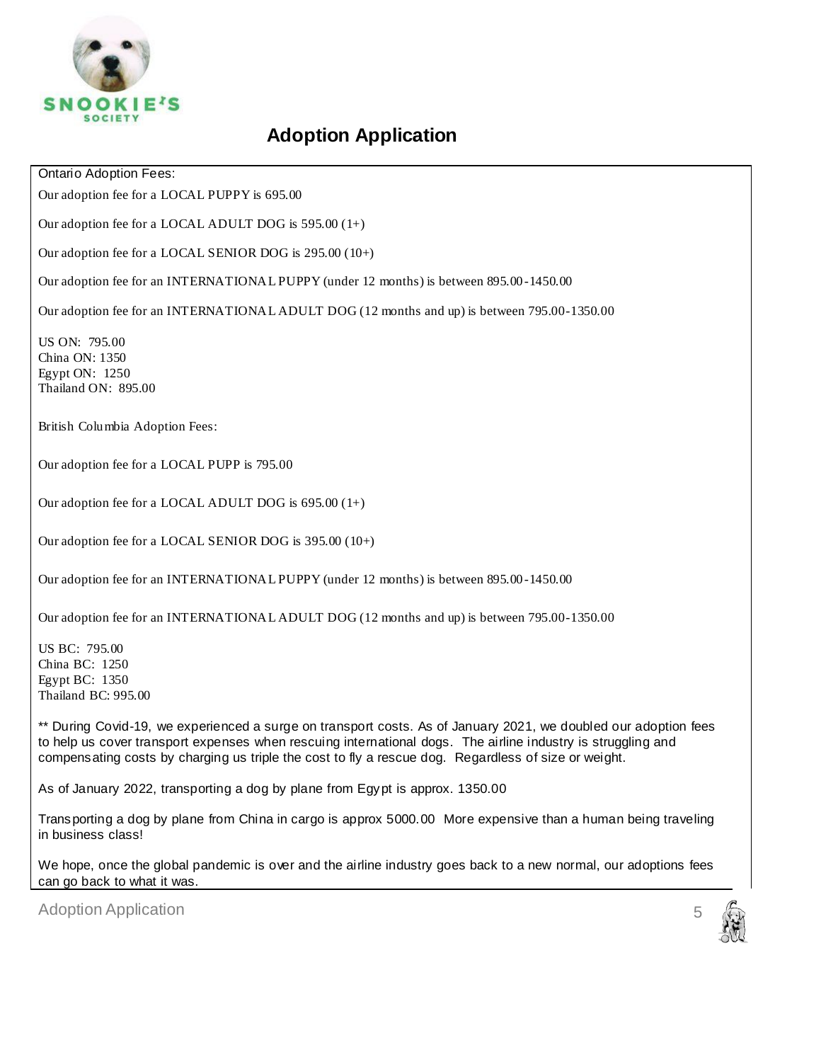# Adoption Application

Ontario Adoption Fees:

Our adoption fee for a LOCAL PUPPY is 695.00

Our adoption fee for a LOCAL ADULT DOG is 595.00 (1+)

Our adoption fee for a LOCAL SENIOR DOG is 295.00 (10+)

Our adoption fee for an INTERNATIONAL PUPPY (under 12 months) is between 895.00-1450.00

Our adoption fee for an INTERNATIONAL ADULT DOG (12 months and up) is between 795.00-1350.00

US ON: 795.00
China ON: 1350
Egypt ON: 1250
Thailand ON: 895.00

British Columbia Adoption Fees:

Our adoption fee for a LOCAL PUPP is 795.00

Our adoption fee for a LOCAL ADULT DOG is 695.00 (1+)

Our adoption fee for a LOCAL SENIOR DOG is 395.00 (10+)

Our adoption fee for an INTERNATIONAL PUPPY (under 12 months) is between 895.00-1450.00

Our adoption fee for an INTERNATIONAL ADULT DOG (12 months and up) is between 795.00-1350.00

US BC: 795.00
China BC: 1250
Egypt BC: 1350
Thailand BC: 995.00

** During Covid-19, we experienced a surge on transport costs. As of January 2021, we doubled our adoption fees to help us cover transport expenses when rescuing international dogs. The airline industry is struggling and compensating costs by charging us triple the cost to fly a rescue dog. Regardless of size or weight.

As of January 2022, transporting a dog by plane from Egypt is approx. 1350.00

Transporting a dog by plane from China in cargo is approx 5000.00 More expensive than a human being traveling in business class!

We hope, once the global pandemic is over and the airline industry goes back to a new normal, our adoptions fees can go back to what it was.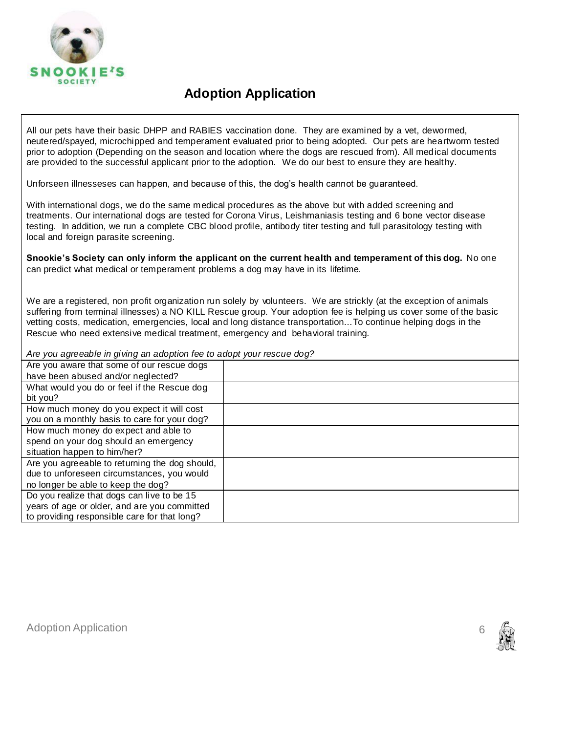## Adoption Application

All our pets have their basic DHPP and RABIES vaccination done. They are examined by a vet, dewormed, neutered/spayed, microchipped and temperament evaluated prior to being adopted. Our pets are heartworm tested prior to adoption (Depending on the season and location where the dogs are rescued from). All medical documents are provided to the successful applicant prior to the adoption. We do our best to ensure they are healthy.

Unforseen illnesseses can happen, and because of this, the dog's health cannot be guaranteed.

With international dogs, we do the same medical procedures as the above but with added screening and treatments. Our international dogs are tested for Corona Virus, Leishmaniasis testing and 6 bone vector disease testing. In addition, we run a complete CBC blood profile, antibody titer testing and full parasitology testing with local and foreign parasite screening.

**Snookie's Society can only inform the applicant on the current health and temperament of this dog.** No one can predict what medical or temperament problems a dog may have in its lifetime.

We are a registered, non profit organization run solely by volunteers. We are strickly (at the exception of animals suffering from terminal illnesses) a NO KILL Rescue group. Your adoption fee is helping us cover some of the basic vetting costs, medication, emergencies, local and long distance transportation…To continue helping dogs in the Rescue who need extensive medical treatment, emergency and behavioral training.

*Are you agreeable in giving an adoption fee to adopt your rescue dog?*

| | |
|---|---|
| Are you aware that some of our rescue dogs have been abused and/or neglected? | |
| What would you do or feel if the Rescue dog bit you? | |
| How much money do you expect it will cost you on a monthly basis to care for your dog? | |
| How much money do expect and able to spend on your dog should an emergency situation happen to him/her? | |
| Are you agreeable to returning the dog should, due to unforeseen circumstances, you would no longer be able to keep the dog? | |
| Do you realize that dogs can live to be 15 years of age or older, and are you committed to providing responsible care for that long? | |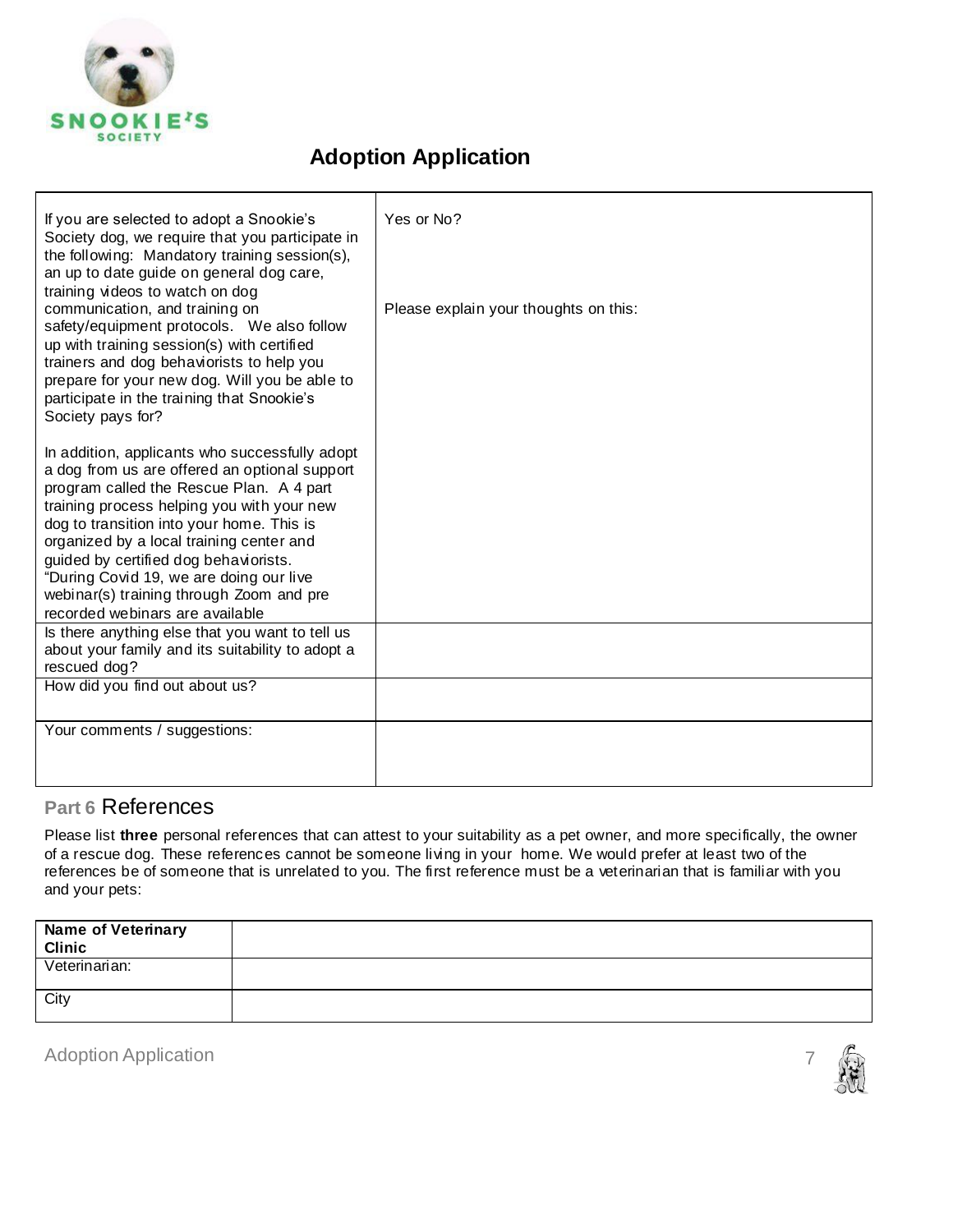# Adoption Application

| | |
|---|---|
| If you are selected to adopt a Snookie's Society dog, we require that you participate in the following: Mandatory training session(s), an up to date guide on general dog care, training videos to watch on dog communication, and training on safety/equipment protocols. We also follow up with training session(s) with certified trainers and dog behaviorists to help you prepare for your new dog. Will you be able to participate in the training that Snookie's Society pays for?<br><br>In addition, applicants who successfully adopt a dog from us are offered an optional support program called the Rescue Plan. A 4 part training process helping you with your new dog to transition into your home. This is organized by a local training center and guided by certified dog behaviorists. "During Covid 19, we are doing our live webinar(s) training through Zoom and pre recorded webinars are available | Yes or No?<br><br>Please explain your thoughts on this: |
| Is there anything else that you want to tell us about your family and its suitability to adopt a rescued dog? | |
| How did you find out about us? | |
| Your comments / suggestions: | |

## Part 6 References

Please list **three** personal references that can attest to your suitability as a pet owner, and more specifically, the owner of a rescue dog. These references cannot be someone living in your home. We would prefer at least two of the references be of someone that is unrelated to you. The first reference must be a veterinarian that is familiar with you and your pets:

| **Name of Veterinary Clinic** | |
|---|---|
| Veterinarian: | |
| City | |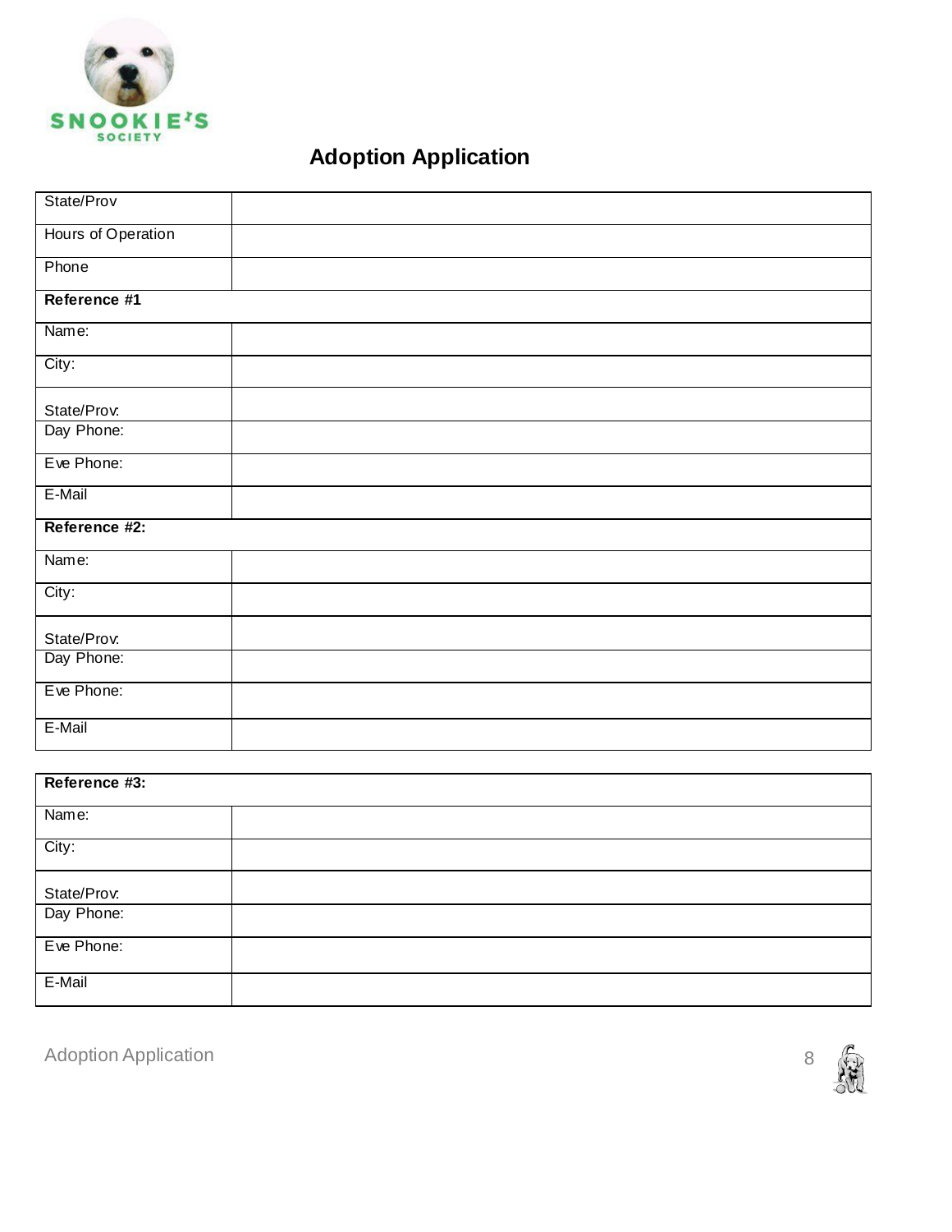SNOOKIE'S SOCIETY

# Adoption Application

| State/Prov | |
|---|---|
| Hours of Operation | |
| Phone | |
| **Reference #1** | |
| Name: | |
| City: | |
| State/Prov. | |
| Day Phone: | |
| Eve Phone: | |
| E-Mail | |
| **Reference #2:** | |
| Name: | |
| City: | |
| State/Prov. | |
| Day Phone: | |
| Eve Phone: | |
| E-Mail | |

| **Reference #3:** | |
|---|---|
| Name: | |
| City: | |
| State/Prov. | |
| Day Phone: | |
| Eve Phone: | |
| E-Mail | |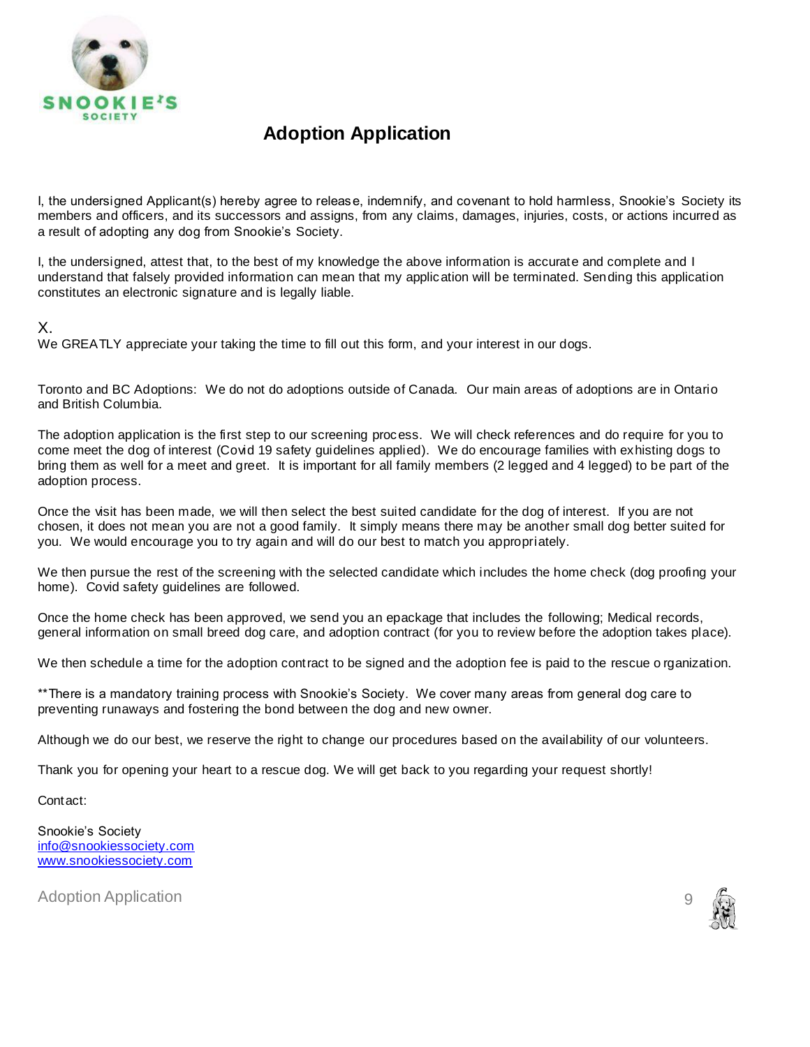# Adoption Application

I, the undersigned Applicant(s) hereby agree to release, indemnify, and covenant to hold harmless, Snookie's Society its members and officers, and its successors and assigns, from any claims, damages, injuries, costs, or actions incurred as a result of adopting any dog from Snookie's Society.

I, the undersigned, attest that, to the best of my knowledge the above information is accurate and complete and I understand that falsely provided information can mean that my application will be terminated. Sending this application constitutes an electronic signature and is legally liable.

X.

We GREATLY appreciate your taking the time to fill out this form, and your interest in our dogs.

Toronto and BC Adoptions: We do not do adoptions outside of Canada. Our main areas of adoptions are in Ontario and British Columbia.

The adoption application is the first step to our screening process. We will check references and do require for you to come meet the dog of interest (Covid 19 safety guidelines applied). We do encourage families with exhisting dogs to bring them as well for a meet and greet. It is important for all family members (2 legged and 4 legged) to be part of the adoption process.

Once the visit has been made, we will then select the best suited candidate for the dog of interest. If you are not chosen, it does not mean you are not a good family. It simply means there may be another small dog better suited for you. We would encourage you to try again and will do our best to match you appropriately.

We then pursue the rest of the screening with the selected candidate which includes the home check (dog proofing your home). Covid safety guidelines are followed.

Once the home check has been approved, we send you an epackage that includes the following; Medical records, general information on small breed dog care, and adoption contract (for you to review before the adoption takes place).

We then schedule a time for the adoption contract to be signed and the adoption fee is paid to the rescue organization.

**There is a mandatory training process with Snookie's Society. We cover many areas from general dog care to preventing runaways and fostering the bond between the dog and new owner.

Although we do our best, we reserve the right to change our procedures based on the availability of our volunteers.

Thank you for opening your heart to a rescue dog. We will get back to you regarding your request shortly!

Contact:

Snookie's Society
info@snookiessociety.com
www.snookiessociety.com